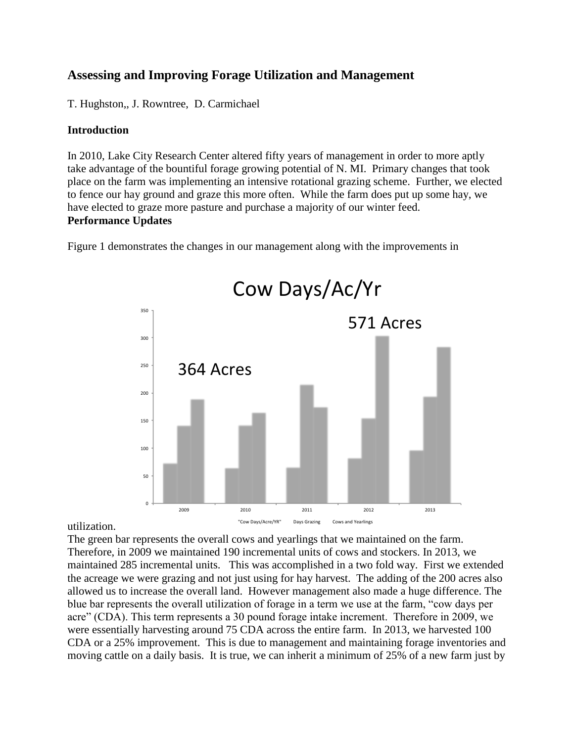## Assessing and Improving Forage Utilization and Management

T. Hughston,, J. Rowntree, D. Carmichael

### Introduction

In 2010, Lake City Research Center altered fifty years of management in order to more aptly take advantage of the bountiful forage growing potential of N. MI. Primary changes that took place on the farm was implementing an intensive rotational grazing scheme. Further, we elected to fence our hay ground and graze this more often. While the farm does put up some hay, we have elected to graze more pasture and purchase a majority of our winter feed.

### Performance Updates

Figure 1 demonstrates the changes in our management along with the improvements in utilization.

The green bar represents the overall cows and yearlings that we maintained on the farm. Therefore, in 2009 we maintained 190 incremental units of cows and stockers. In 2013, we maintained 285 incremental units. This was accomplished in a two fold way. First we extended the acreage we were grazing and not just using for hay harvest. The adding of the 200 acres also allowed us to increase the overall land. However management also made a huge difference. The blue bar represents the overall utilization of forage in a term we use at the farm, "cow days per acre" (CDA). This term represents a 30 pound forage intake increment. Therefore in 2009, we were essentially harvesting around 75 CDA across the entire farm. In 2013, we harvested 100 CDA or a 25% improvement. This is due to management and maintaining forage inventories and moving cattle on a daily basis. It is true, we can inherit a minimum of 25% of a new farm just by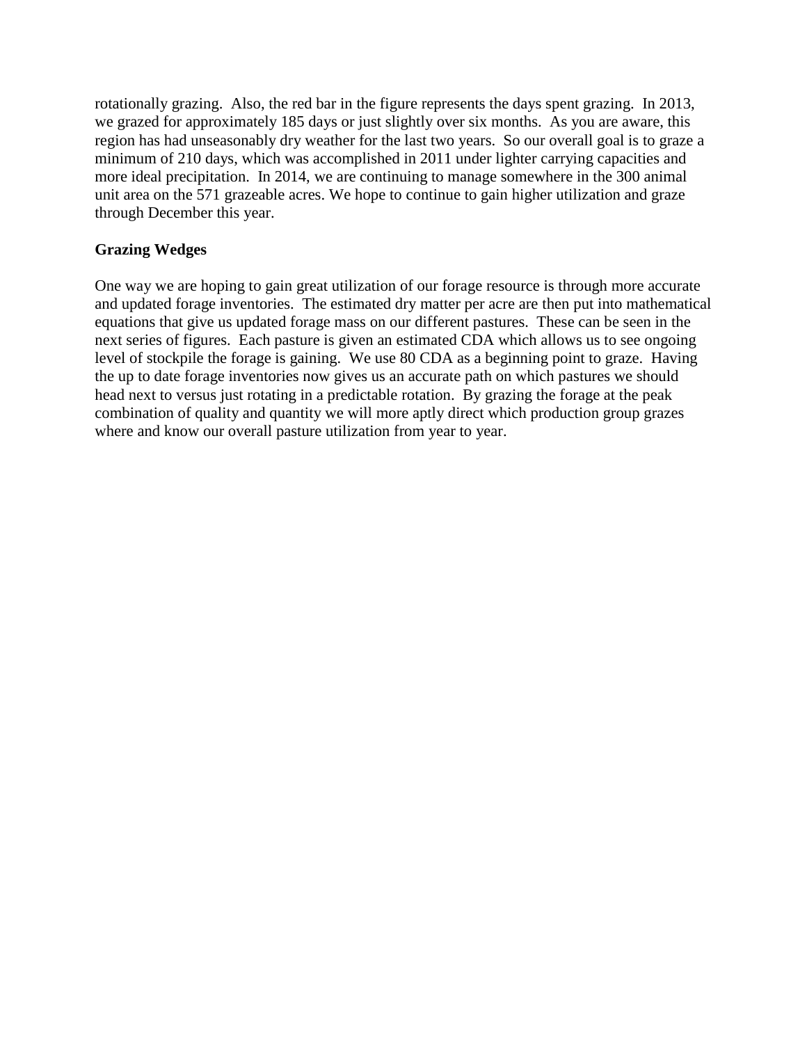rotationally grazing. Also, the red bar in the figure represents the days spent grazing. In 2013, we grazed for approximately 185 days or just slightly over six months. As you are aware, this region has had unseasonably dry weather for the last two years. So our overall goal is to graze a minimum of 210 days, which was accomplished in 2011 under lighter carrying capacities and more ideal precipitation. In 2014, we are continuing to manage somewhere in the 300 animal unit area on the 571 grazeable acres. We hope to continue to gain higher utilization and graze through December this year.

**Grazing Wedges**

One way we are hoping to gain great utilization of our forage resource is through more accurate and updated forage inventories. The estimated dry matter per acre are then put into mathematical equations that give us updated forage mass on our different pastures. These can be seen in the next series of figures. Each pasture is given an estimated CDA which allows us to see ongoing level of stockpile the forage is gaining. We use 80 CDA as a beginning point to graze. Having the up to date forage inventories now gives us an accurate path on which pastures we should head next to versus just rotating in a predictable rotation. By grazing the forage at the peak combination of quality and quantity we will more aptly direct which production group grazes where and know our overall pasture utilization from year to year.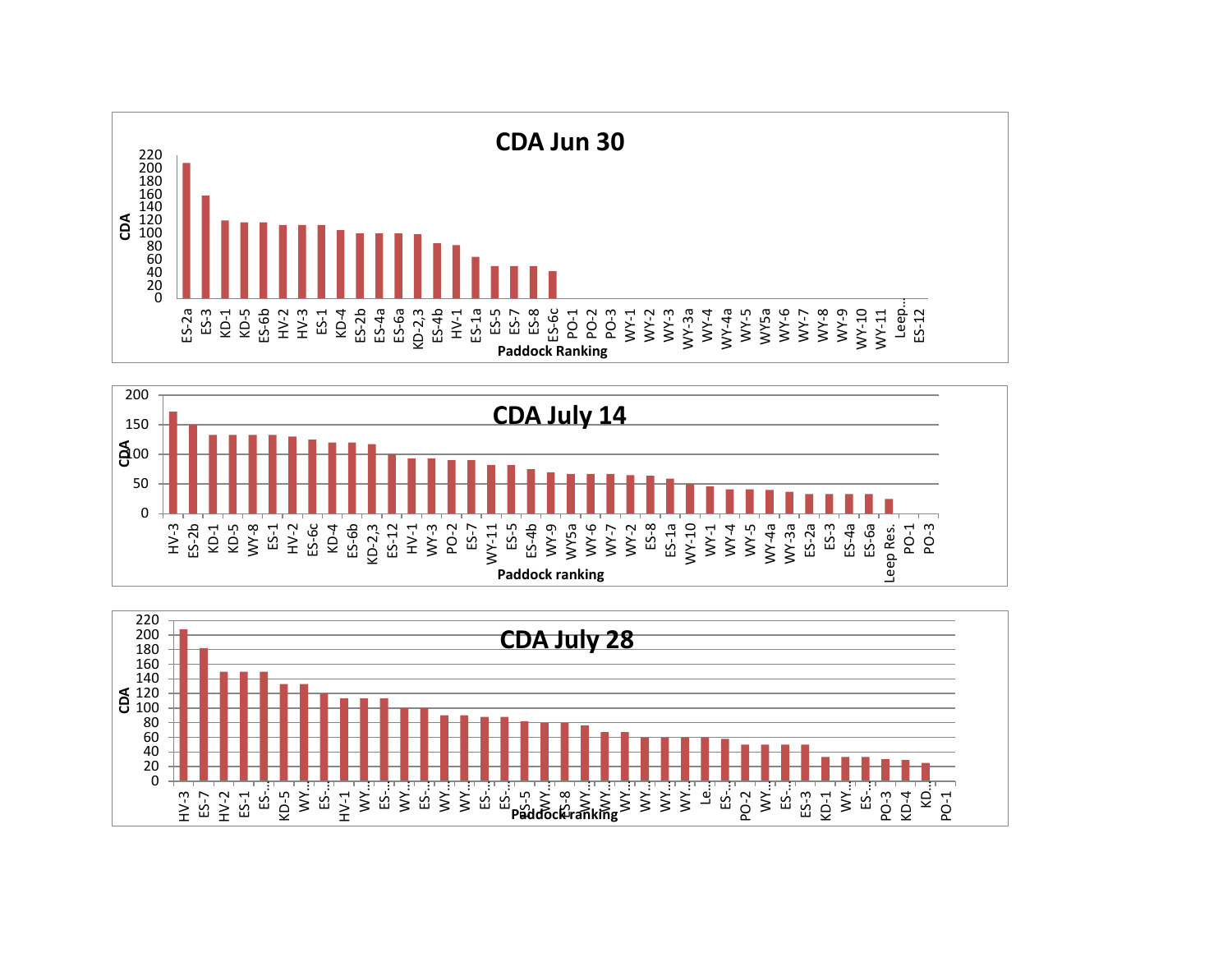CDA Jun 30

CDA

220
200
180
160
140
120
100
80
60
40
20
0

ES-2a
ES-3
KD-1
KD-5
ES-6b
HV-2
HV-3
ES-1
KD-4
ES-2b
ES-4a
ES-6a
KD-2,3
ES-4b
HV-1
ES-1a
ES-5
ES-7
ES-8
ES-6c
PO-1
PO-2
PO-3
WY-1
WY-2
WY-3
WY-3a
WY-4
WY-4a
WY-5
WY5a
WY-6
WY-7
WY-8
WY-9
WY-10
WY-11
Leep...
ES-12

Paddock Ranking

CDA July 14

CDA

200
150
100
50
0

HV-3
ES-2b
KD-1
KD-5
WY-8
ES-1
HV-2
ES-6c
KD-4
ES-6b
KD-2,3
ES-12
HV-1
WY-3
PO-2
ES-7
WY-11
ES-5
ES-4b
WY-9
WY5a
WY-6
WY-7
WY-2
ES-8
ES-1a
WY-10
WY-1
WY-4
WY-5
WY-4a
WY-3a
ES-2a
ES-3
ES-4a
ES-6a
Leep Res.
PO-1
PO-3

Paddock ranking

CDA July 28

CDA

220
200
180
160
140
120
100
80
60
40
20
0

HV-3
ES-7
HV-2
ES-1
ES...
KD-5
WY...
ES...
HV-1
WY...
ES...
WY...
ES...
WY...
WY...
ES...
ES-5
WY...
ES-8
WY...
WY...
WY...
WY...
WY...
WY...
Le...
ES...
PO-2
WY...
ES...
ES-3
KD-1
WY...
ES...
PO-3
KD-4
KD...
PO-1

Paddock ranking